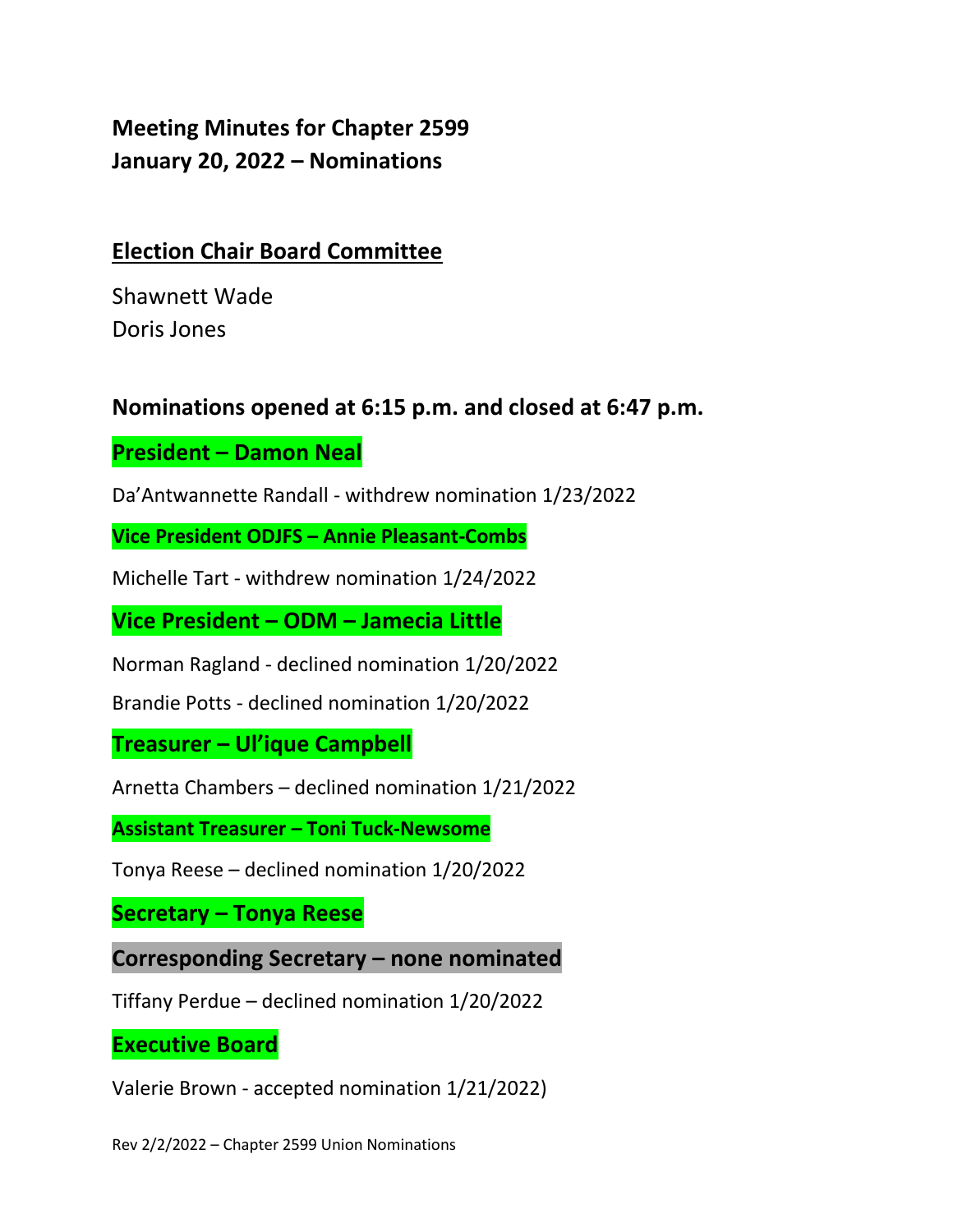**Meeting Minutes for Chapter 2599**
**January 20, 2022 – Nominations**

## Election Chair Board Committee

Shawnett Wade
Doris Jones

**Nominations opened at 6:15 p.m. and closed at 6:47 p.m.**

**President – Damon Neal**

Da'Antwannette Randall - withdrew nomination 1/23/2022

**Vice President ODJFS – Annie Pleasant-Combs**

Michelle Tart - withdrew nomination 1/24/2022

**Vice President – ODM – Jamecia Little**

Norman Ragland - declined nomination 1/20/2022

Brandie Potts - declined nomination 1/20/2022

**Treasurer – Ul'ique Campbell**

Arnetta Chambers – declined nomination 1/21/2022

**Assistant Treasurer – Toni Tuck-Newsome**

Tonya Reese – declined nomination 1/20/2022

**Secretary – Tonya Reese**

**Corresponding Secretary – none nominated**

Tiffany Perdue – declined nomination 1/20/2022

**Executive Board**

Valerie Brown - accepted nomination 1/21/2022)

Rev 2/2/2022 – Chapter 2599 Union Nominations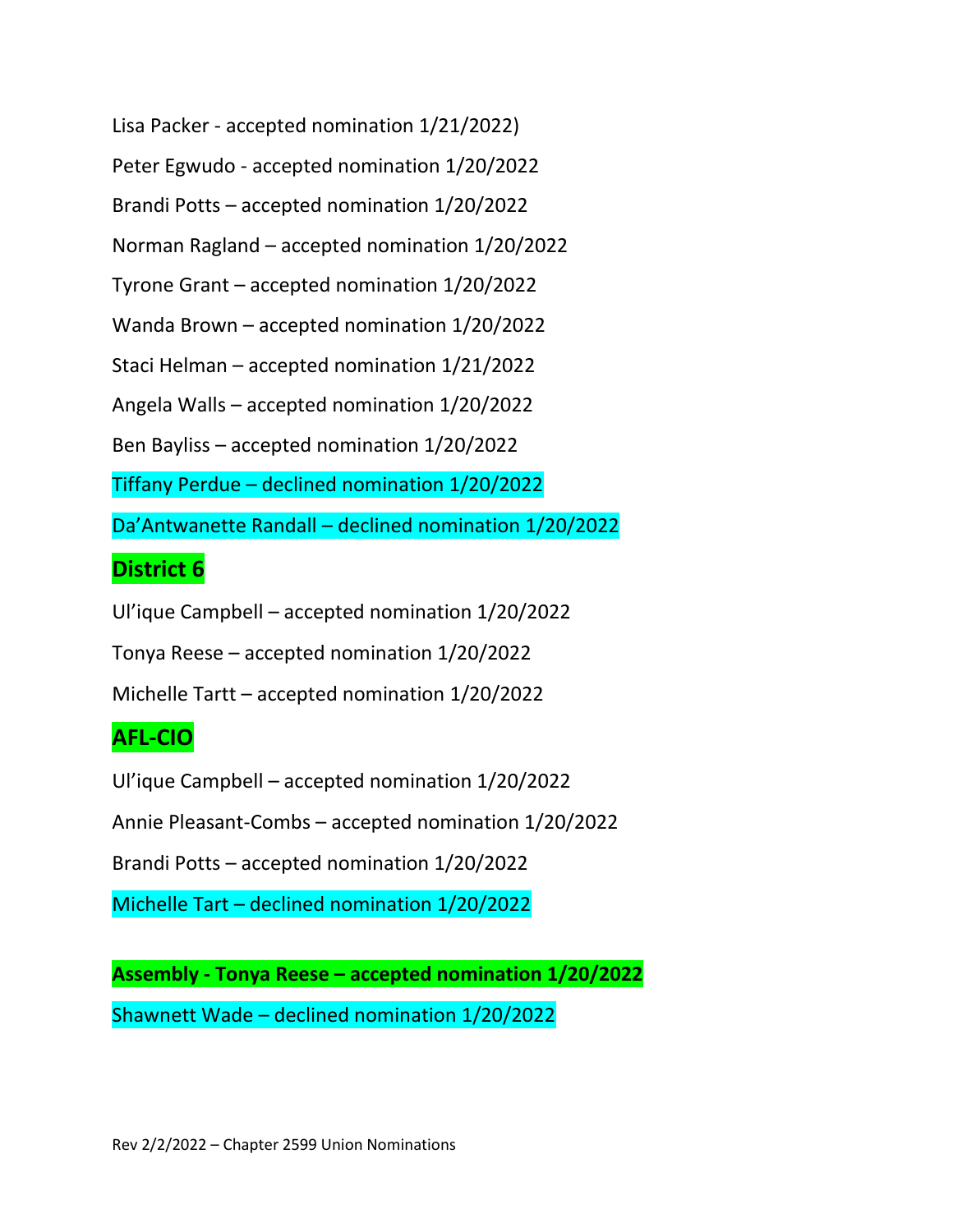Lisa Packer - accepted nomination 1/21/2022)

Peter Egwudo - accepted nomination 1/20/2022

Brandi Potts – accepted nomination 1/20/2022

Norman Ragland – accepted nomination 1/20/2022

Tyrone Grant – accepted nomination 1/20/2022

Wanda Brown – accepted nomination 1/20/2022

Staci Helman – accepted nomination 1/21/2022

Angela Walls – accepted nomination 1/20/2022

Ben Bayliss – accepted nomination 1/20/2022

Tiffany Perdue – declined nomination 1/20/2022

Da'Antwanette Randall – declined nomination 1/20/2022

**District 6**

Ul'ique Campbell – accepted nomination 1/20/2022

Tonya Reese – accepted nomination 1/20/2022

Michelle Tartt – accepted nomination 1/20/2022

**AFL-CIO**

Ul'ique Campbell – accepted nomination 1/20/2022

Annie Pleasant-Combs – accepted nomination 1/20/2022

Brandi Potts – accepted nomination 1/20/2022

Michelle Tart – declined nomination 1/20/2022

**Assembly - Tonya Reese – accepted nomination 1/20/2022**

Shawnett Wade – declined nomination 1/20/2022

Rev 2/2/2022 – Chapter 2599 Union Nominations